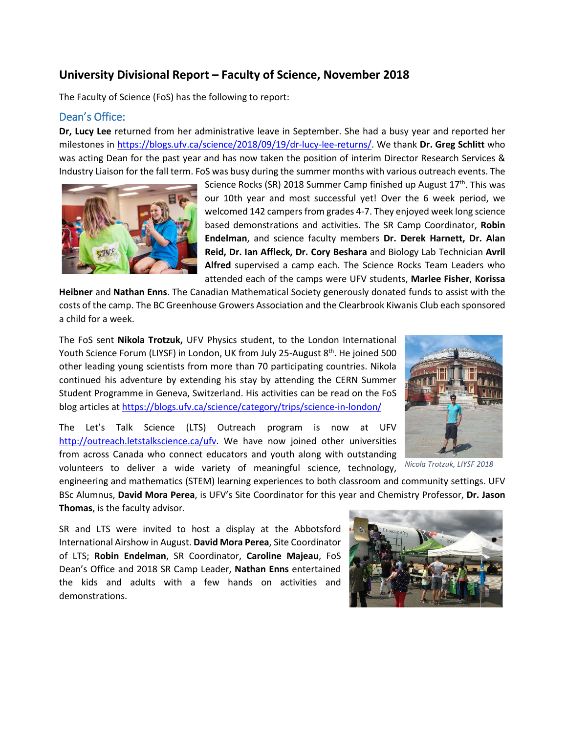# University Divisional Report – Faculty of Science, November 2018

The Faculty of Science (FoS) has the following to report:

## Dean's Office:

**Dr, Lucy Lee** returned from her administrative leave in September. She had a busy year and reported her milestones in https://blogs.ufv.ca/science/2018/09/19/dr-lucy-lee-returns/. We thank **Dr. Greg Schlitt** who was acting Dean for the past year and has now taken the position of interim Director Research Services & Industry Liaison for the fall term. FoS was busy during the summer months with various outreach events. The Science Rocks (SR) 2018 Summer Camp finished up August 17th. This was our 10th year and most successful yet! Over the 6 week period, we welcomed 142 campers from grades 4-7. They enjoyed week long science based demonstrations and activities. The SR Camp Coordinator, **Robin Endelman**, and science faculty members **Dr. Derek Harnett, Dr. Alan Reid, Dr. Ian Affleck, Dr. Cory Beshara** and Biology Lab Technician **Avril Alfred** supervised a camp each. The Science Rocks Team Leaders who attended each of the camps were UFV students, **Marlee Fisher**, **Korissa Heibner** and **Nathan Enns**. The Canadian Mathematical Society generously donated funds to assist with the costs of the camp. The BC Greenhouse Growers Association and the Clearbrook Kiwanis Club each sponsored a child for a week.

The FoS sent **Nikola Trotzuk,** UFV Physics student, to the London International Youth Science Forum (LIYSF) in London, UK from July 25-August 8th. He joined 500 other leading young scientists from more than 70 participating countries. Nikola continued his adventure by extending his stay by attending the CERN Summer Student Programme in Geneva, Switzerland. His activities can be read on the FoS blog articles at https://blogs.ufv.ca/science/category/trips/science-in-london/

*Nicola Trotzuk, LIYSF 2018*

The Let's Talk Science (LTS) Outreach program is now at UFV http://outreach.letstalkscience.ca/ufv. We have now joined other universities from across Canada who connect educators and youth along with outstanding volunteers to deliver a wide variety of meaningful science, technology, engineering and mathematics (STEM) learning experiences to both classroom and community settings. UFV BSc Alumnus, **David Mora Perea**, is UFV's Site Coordinator for this year and Chemistry Professor, **Dr. Jason Thomas**, is the faculty advisor.

SR and LTS were invited to host a display at the Abbotsford International Airshow in August. **David Mora Perea**, Site Coordinator of LTS; **Robin Endelman**, SR Coordinator, **Caroline Majeau**, FoS Dean's Office and 2018 SR Camp Leader, **Nathan Enns** entertained the kids and adults with a few hands on activities and demonstrations.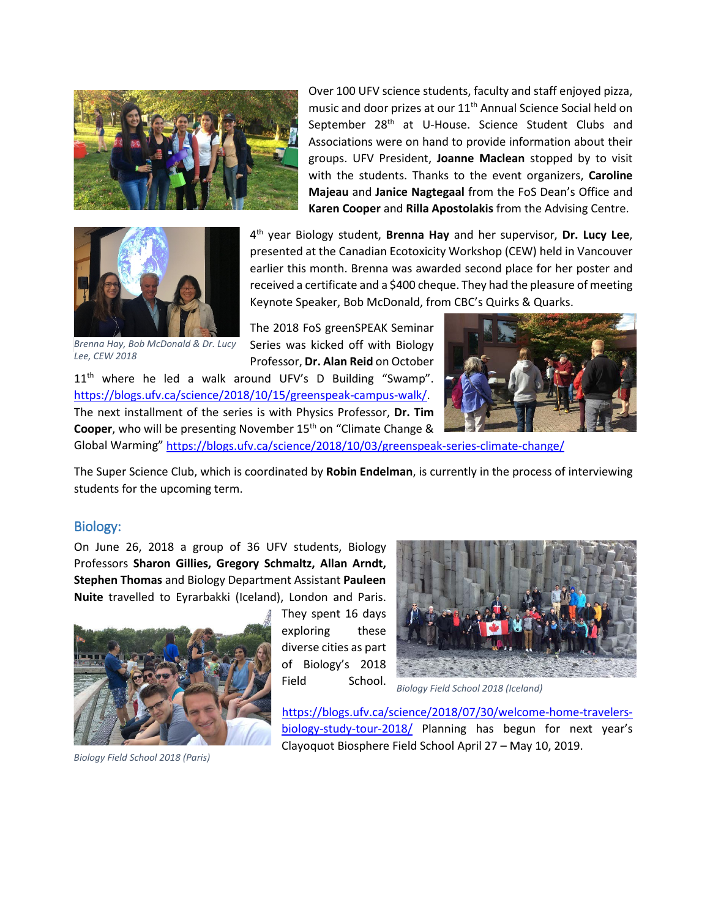Over 100 UFV science students, faculty and staff enjoyed pizza, music and door prizes at our 11th Annual Science Social held on September 28th at U-House. Science Student Clubs and Associations were on hand to provide information about their groups. UFV President, **Joanne Maclean** stopped by to visit with the students. Thanks to the event organizers, **Caroline Majeau** and **Janice Nagtegaal** from the FoS Dean's Office and **Karen Cooper** and **Rilla Apostolakis** from the Advising Centre.

4th year Biology student, **Brenna Hay** and her supervisor, **Dr. Lucy Lee**, presented at the Canadian Ecotoxicity Workshop (CEW) held in Vancouver earlier this month. Brenna was awarded second place for her poster and received a certificate and a $400 cheque. They had the pleasure of meeting Keynote Speaker, Bob McDonald, from CBC's Quirks & Quarks.

*Brenna Hay, Bob McDonald & Dr. Lucy Lee, CEW 2018*

The 2018 FoS greenSPEAK Seminar Series was kicked off with Biology Professor, **Dr. Alan Reid** on October 11th where he led a walk around UFV's D Building "Swamp". https://blogs.ufv.ca/science/2018/10/15/greenspeak-campus-walk/. The next installment of the series is with Physics Professor, **Dr. Tim Cooper**, who will be presenting November 15th on "Climate Change & Global Warming" https://blogs.ufv.ca/science/2018/10/03/greenspeak-series-climate-change/

The Super Science Club, which is coordinated by **Robin Endelman**, is currently in the process of interviewing students for the upcoming term.

## Biology:

On June 26, 2018 a group of 36 UFV students, Biology Professors **Sharon Gillies, Gregory Schmaltz, Allan Arndt, Stephen Thomas** and Biology Department Assistant **Pauleen Nuite** travelled to Eyrarbakki (Iceland), London and Paris. They spent 16 days exploring these diverse cities as part of Biology's 2018 Field School. https://blogs.ufv.ca/science/2018/07/30/welcome-home-travelers-biology-study-tour-2018/ Planning has begun for next year's Clayoquot Biosphere Field School April 27 – May 10, 2019.

*Biology Field School 2018 (Iceland)*

*Biology Field School 2018 (Paris)*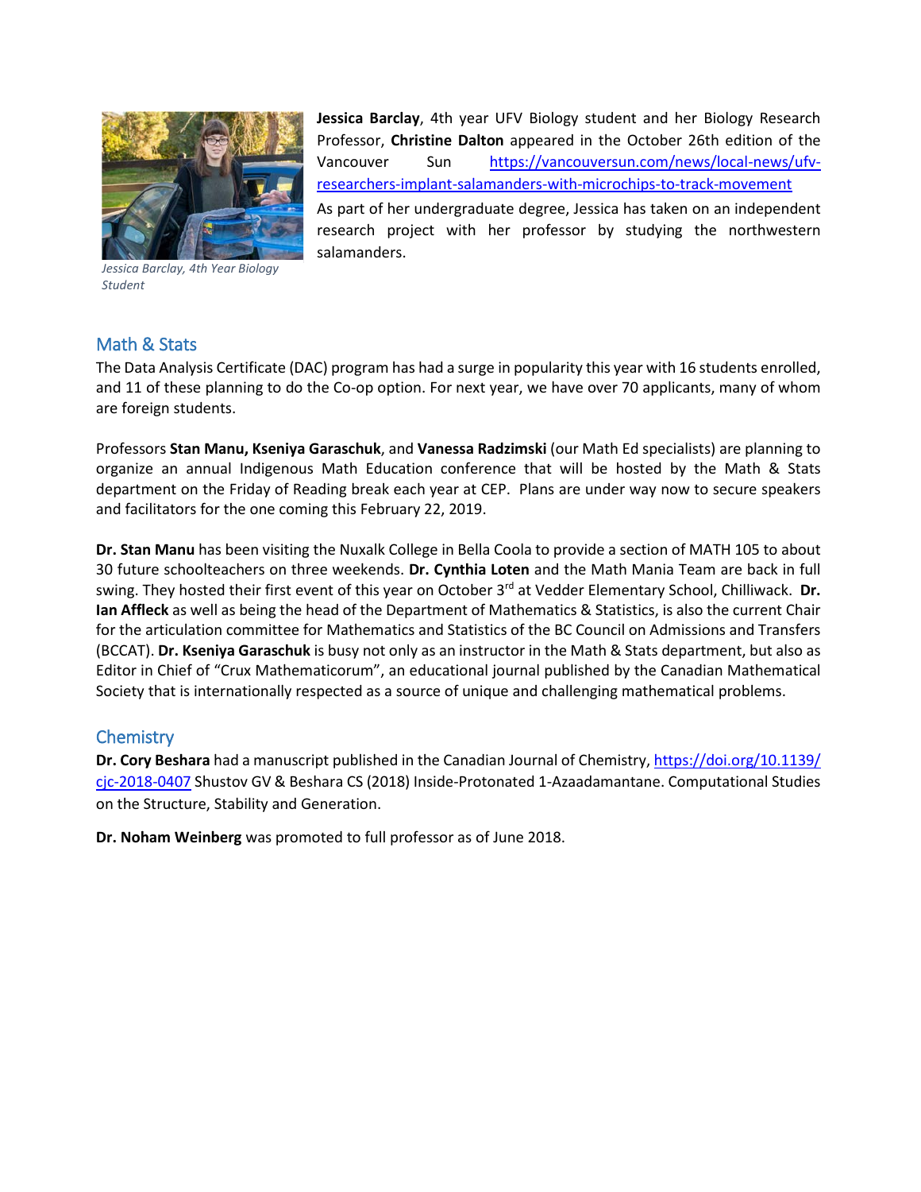**Jessica Barclay**, 4th year UFV Biology student and her Biology Research Professor, **Christine Dalton** appeared in the October 26th edition of the Vancouver Sun https://vancouversun.com/news/local-news/ufv-researchers-implant-salamanders-with-microchips-to-track-movement

As part of her undergraduate degree, Jessica has taken on an independent research project with her professor by studying the northwestern salamanders.

*Jessica Barclay, 4th Year Biology Student*

## Math & Stats

The Data Analysis Certificate (DAC) program has had a surge in popularity this year with 16 students enrolled, and 11 of these planning to do the Co-op option. For next year, we have over 70 applicants, many of whom are foreign students.

Professors **Stan Manu, Kseniya Garaschuk**, and **Vanessa Radzimski** (our Math Ed specialists) are planning to organize an annual Indigenous Math Education conference that will be hosted by the Math & Stats department on the Friday of Reading break each year at CEP. Plans are under way now to secure speakers and facilitators for the one coming this February 22, 2019.

**Dr. Stan Manu** has been visiting the Nuxalk College in Bella Coola to provide a section of MATH 105 to about 30 future schoolteachers on three weekends. **Dr. Cynthia Loten** and the Math Mania Team are back in full swing. They hosted their first event of this year on October 3rd at Vedder Elementary School, Chilliwack. **Dr. Ian Affleck** as well as being the head of the Department of Mathematics & Statistics, is also the current Chair for the articulation committee for Mathematics and Statistics of the BC Council on Admissions and Transfers (BCCAT). **Dr. Kseniya Garaschuk** is busy not only as an instructor in the Math & Stats department, but also as Editor in Chief of "Crux Mathematicorum", an educational journal published by the Canadian Mathematical Society that is internationally respected as a source of unique and challenging mathematical problems.

## Chemistry

**Dr. Cory Beshara** had a manuscript published in the Canadian Journal of Chemistry, https://doi.org/10.1139/cjc-2018-0407 Shustov GV & Beshara CS (2018) Inside-Protonated 1-Azaadamantane. Computational Studies on the Structure, Stability and Generation.

**Dr. Noham Weinberg** was promoted to full professor as of June 2018.